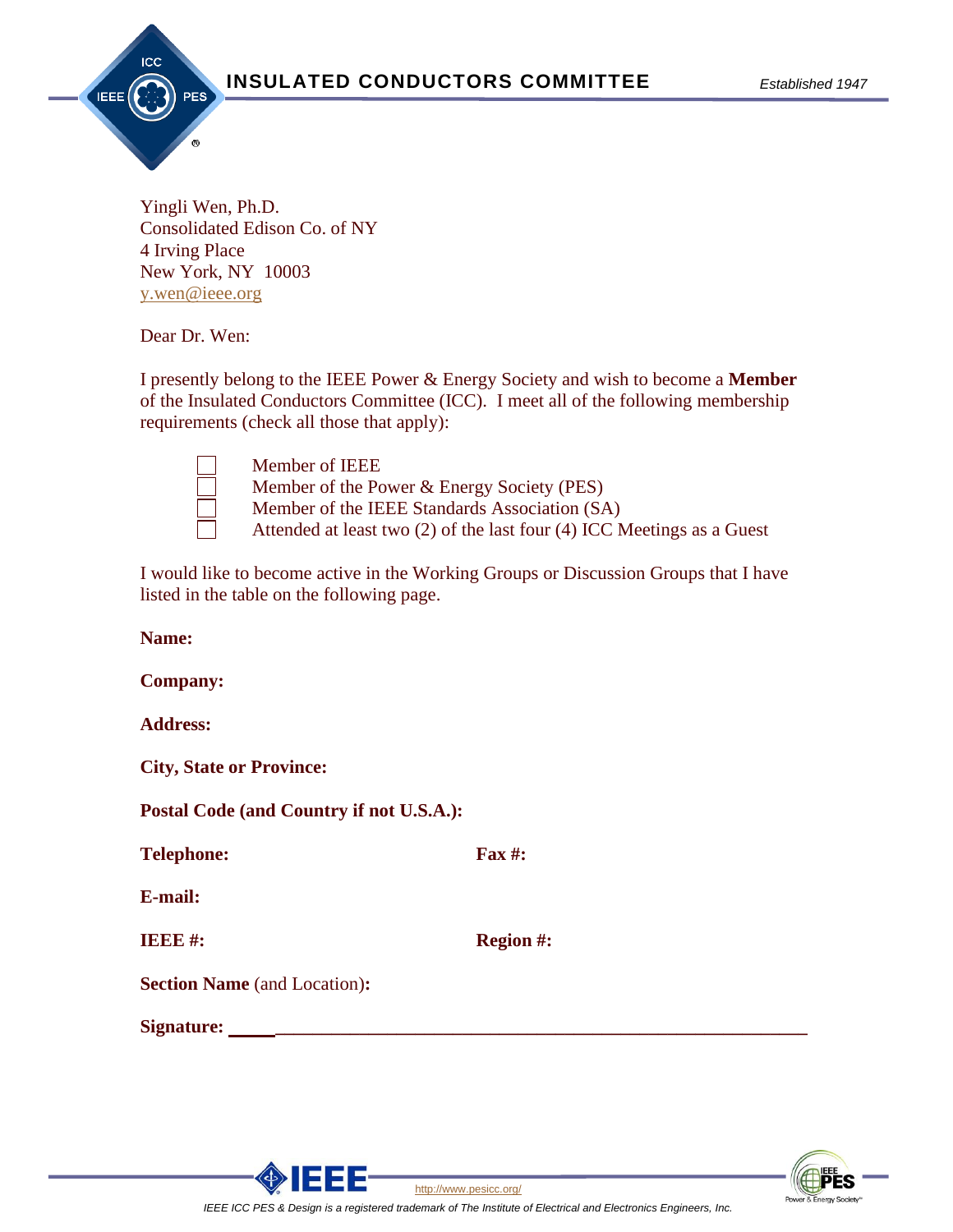# INSULATED CONDUCTORS COMMITTEE

*Established 1947*

Yingli Wen, Ph.D.
Consolidated Edison Co. of NY
4 Irving Place
New York, NY 10003
y.wen@ieee.org

Dear Dr. Wen:

I presently belong to the IEEE Power & Energy Society and wish to become a **Member** of the Insulated Conductors Committee (ICC). I meet all of the following membership requirements (check all those that apply):

- ☐ Member of IEEE
- ☐ Member of the Power & Energy Society (PES)
- ☐ Member of the IEEE Standards Association (SA)
- ☐ Attended at least two (2) of the last four (4) ICC Meetings as a Guest

I would like to become active in the Working Groups or Discussion Groups that I have listed in the table on the following page.

**Name:**

**Company:**

**Address:**

**City, State or Province:**

**Postal Code (and Country if not U.S.A.):**

**Telephone:** **Fax #:**

**E-mail:**

**IEEE #:** **Region #:**

**Section Name** (and Location)**:**

**Signature:** ____________________________________________

http://www.pesicc.org/

*IEEE ICC PES & Design is a registered trademark of The Institute of Electrical and Electronics Engineers, Inc.*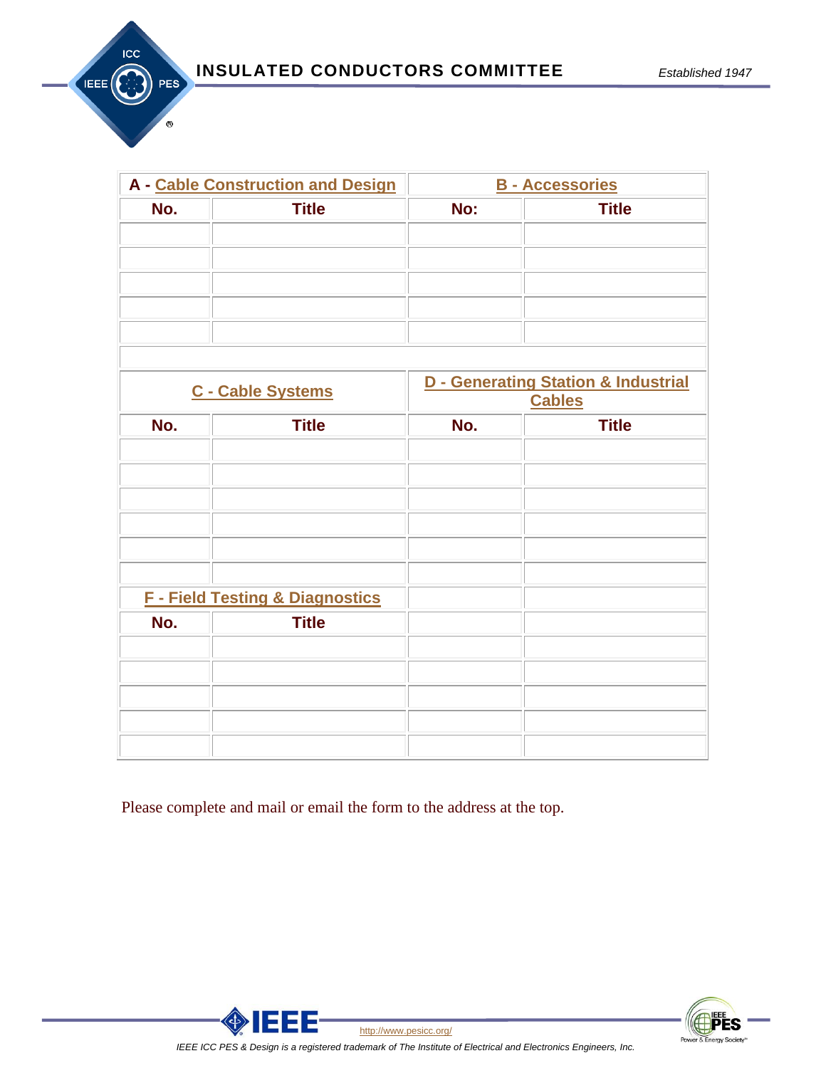| A - Cable Construction and Design | | B - Accessories | |
|---|---|---|---|
| **No.** | **Title** | **No:** | **Title** |
| | | | |
| | | | |
| | | | |
| | | | |
| | | | |
| | | | |
| **C - Cable Systems** | | **D - Generating Station & Industrial Cables** | |
| **No.** | **Title** | **No.** | **Title** |
| | | | |
| | | | |
| | | | |
| | | | |
| | | | |
| | | | |
| **F - Field Testing & Diagnostics** | | | |
| **No.** | **Title** | | |
| | | | |
| | | | |
| | | | |
| | | | |
| | | | |

Please complete and mail or email the form to the address at the top.